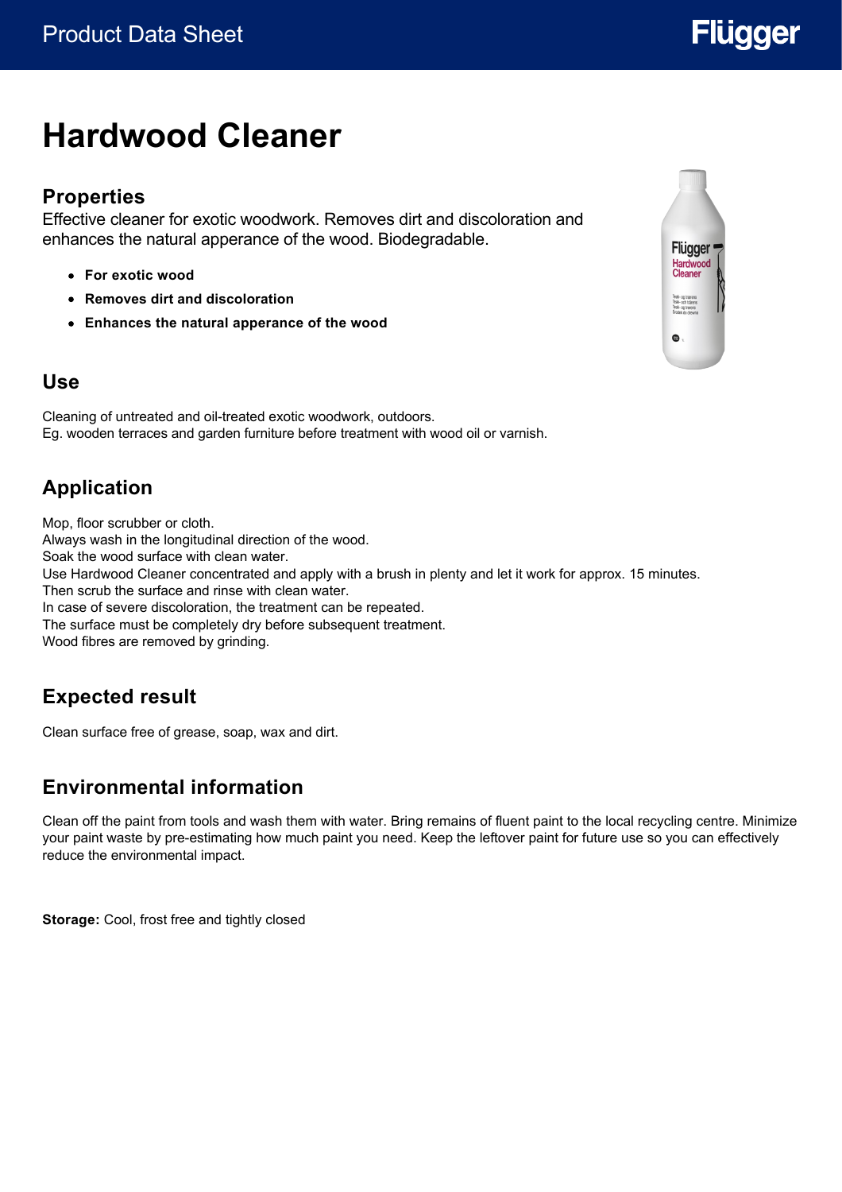# Hardwood Cleaner

## Properties

Effective cleaner for exotic woodwork. Removes dirt and discoloration and enhances the natural apperance of the wood. Biodegradable.

- **For exotic wood**
- **Removes dirt and discoloration**
- **Enhances the natural apperance of the wood**

## Use

Cleaning of untreated and oil-treated exotic woodwork, outdoors.
Eg. wooden terraces and garden furniture before treatment with wood oil or varnish.

## Application

Mop, floor scrubber or cloth.
Always wash in the longitudinal direction of the wood.
Soak the wood surface with clean water.
Use Hardwood Cleaner concentrated and apply with a brush in plenty and let it work for approx. 15 minutes.
Then scrub the surface and rinse with clean water.
In case of severe discoloration, the treatment can be repeated.
The surface must be completely dry before subsequent treatment.
Wood fibres are removed by grinding.

## Expected result

Clean surface free of grease, soap, wax and dirt.

## Environmental information

Clean off the paint from tools and wash them with water. Bring remains of fluent paint to the local recycling centre. Minimize your paint waste by pre-estimating how much paint you need. Keep the leftover paint for future use so you can effectively reduce the environmental impact.

**Storage:** Cool, frost free and tightly closed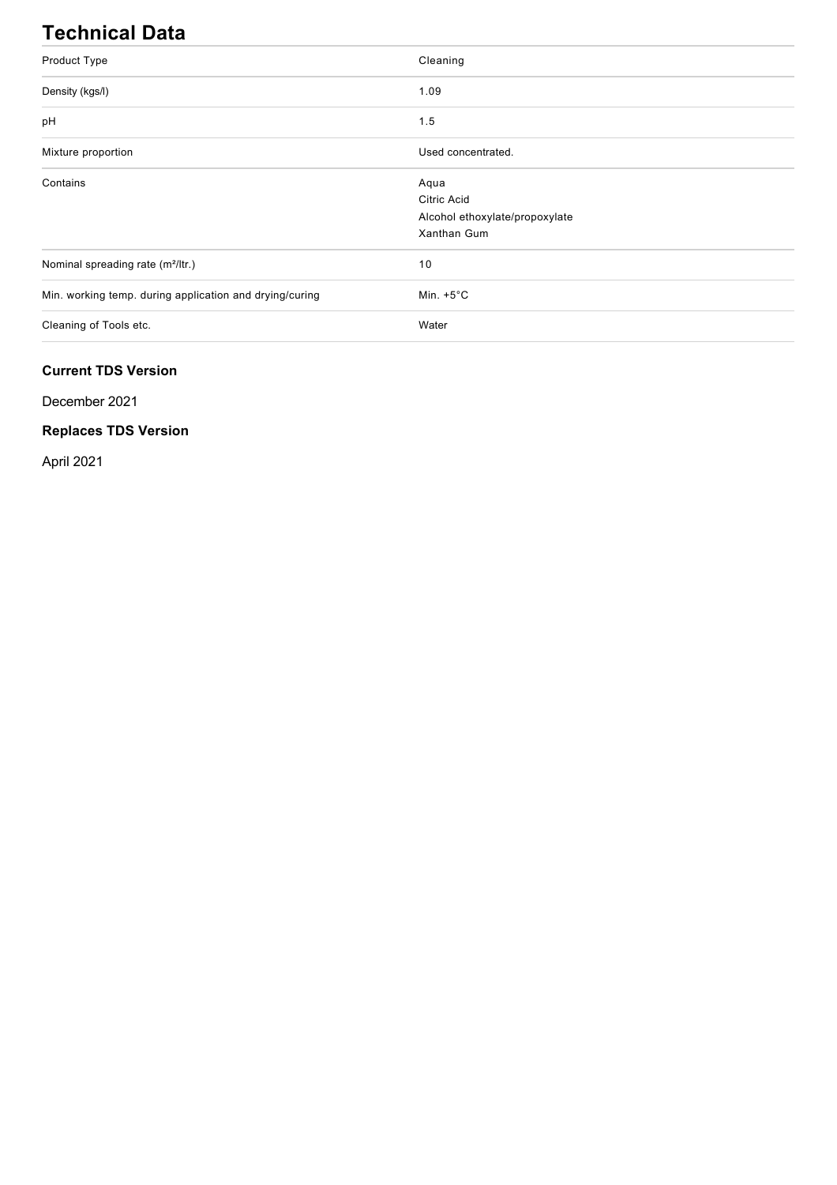## Technical Data

| | |
|---|---|
| Product Type | Cleaning |
| Density (kgs/l) | 1.09 |
| pH | 1.5 |
| Mixture proportion | Used concentrated. |
| Contains | Aqua<br>Citric Acid<br>Alcohol ethoxylate/propoxylate<br>Xanthan Gum |
| Nominal spreading rate (m²/ltr.) | 10 |
| Min. working temp. during application and drying/curing | Min. +5°C |
| Cleaning of Tools etc. | Water |

### Current TDS Version

December 2021

### Replaces TDS Version

April 2021